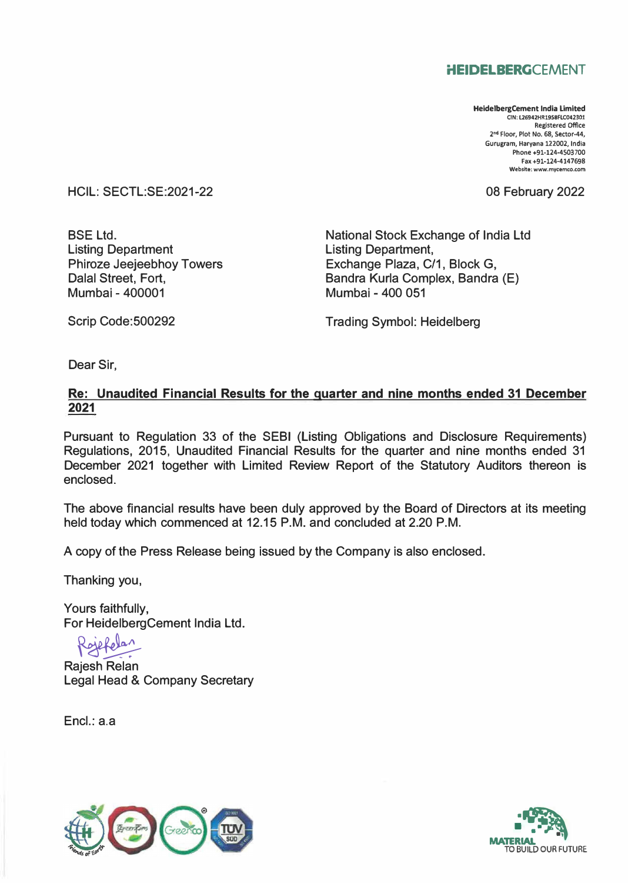**HEIDELBERGCEMENT**

**HeidelbergCement India Limited**
CIN: L26942HR1958FLC042301
Registered Office
2nd Floor, Plot No. 68, Sector-44,
Gurugram, Haryana 122002, India
Phone +91-124-4503700
Fax +91-124-4147698
Website: www.mycemco.com

HCIL: SECTL:SE:2021-22

08 February 2022

BSE Ltd.
Listing Department
Phiroze Jeejeebhoy Towers
Dalal Street, Fort,
Mumbai - 400001

Scrip Code:500292

National Stock Exchange of India Ltd
Listing Department,
Exchange Plaza, C/1, Block G,
Bandra Kurla Complex, Bandra (E)
Mumbai - 400 051

Trading Symbol: Heidelberg

Dear Sir,

**Re: Unaudited Financial Results for the quarter and nine months ended 31 December 2021**

Pursuant to Regulation 33 of the SEBI (Listing Obligations and Disclosure Requirements) Regulations, 2015, Unaudited Financial Results for the quarter and nine months ended 31 December 2021 together with Limited Review Report of the Statutory Auditors thereon is enclosed.

The above financial results have been duly approved by the Board of Directors at its meeting held today which commenced at 12.15 P.M. and concluded at 2.20 P.M.

A copy of the Press Release being issued by the Company is also enclosed.

Thanking you,

Yours faithfully,
For HeidelbergCement India Ltd.

Rajesh Relan
Legal Head & Company Secretary

Encl.: a.a

MATERIAL TO BUILD OUR FUTURE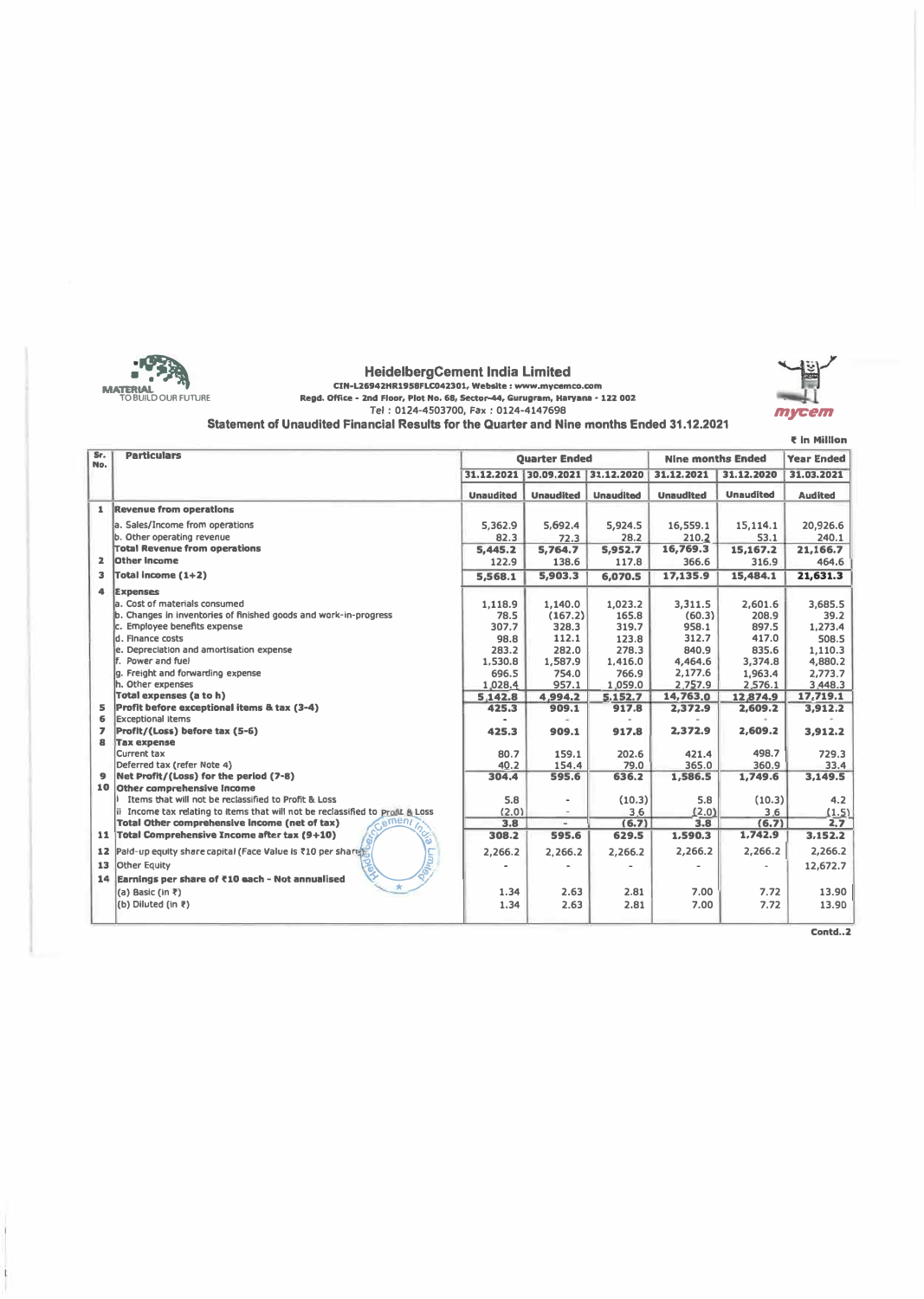MATERIAL TO BUILD OUR FUTURE

# HeidelbergCement India Limited

**CIN-L26942HR1958FLC042301, Website : www.mycemco.com**

**Regd. Office - 2nd Floor, Plot No. 68, Sector-44, Gurugram, Haryana - 122 002**

Tel : 0124-4503700, Fax : 0124-4147698

mycem

## Statement of Unaudited Financial Results for the Quarter and Nine months Ended 31.12.2021

**₹ in Million**

| Sr. No. | Particulars | Quarter Ended | | | Nine months Ended | | Year Ended |
|---|---|---|---|---|---|---|---|
| | | 31.12.2021 | 30.09.2021 | 31.12.2020 | 31.12.2021 | 31.12.2020 | 31.03.2021 |
| | | Unaudited | Unaudited | Unaudited | Unaudited | Unaudited | Audited |
| 1 | **Revenue from operations** | | | | | | |
| | a. Sales/Income from operations | 5,362.9 | 5,692.4 | 5,924.5 | 16,559.1 | 15,114.1 | 20,926.6 |
| | b. Other operating revenue | 82.3 | 72.3 | 28.2 | 210.2 | 53.1 | 240.1 |
| | **Total Revenue from operations** | **5,445.2** | **5,764.7** | **5,952.7** | **16,769.3** | **15,167.2** | **21,166.7** |
| 2 | **Other Income** | 122.9 | 138.6 | 117.8 | 366.6 | 316.9 | 464.6 |
| 3 | **Total Income (1+2)** | **5,568.1** | **5,903.3** | **6,070.5** | **17,135.9** | **15,484.1** | **21,631.3** |
| 4 | **Expenses** | | | | | | |
| | a. Cost of materials consumed | 1,118.9 | 1,140.0 | 1,023.2 | 3,311.5 | 2,601.6 | 3,685.5 |
| | b. Changes in inventories of finished goods and work-in-progress | 78.5 | (167.2) | 165.8 | (60.3) | 208.9 | 39.2 |
| | c. Employee benefits expense | 307.7 | 328.3 | 319.7 | 958.1 | 897.5 | 1,273.4 |
| | d. Finance costs | 98.8 | 112.1 | 123.8 | 312.7 | 417.0 | 508.5 |
| | e. Depreciation and amortisation expense | 283.2 | 282.0 | 278.3 | 840.9 | 835.6 | 1,110.3 |
| | f. Power and fuel | 1,530.8 | 1,587.9 | 1,416.0 | 4,464.6 | 3,374.8 | 4,880.2 |
| | g. Freight and forwarding expense | 696.5 | 754.0 | 766.9 | 2,177.6 | 1,963.4 | 2,773.7 |
| | h. Other expenses | 1,028.4 | 957.1 | 1,059.0 | 2,757.9 | 2,576.1 | 3,448.3 |
| | **Total expenses (a to h)** | **5,142.8** | **4,994.2** | **5,152.7** | **14,763.0** | **12,874.9** | **17,719.1** |
| 5 | **Profit before exceptional items & tax (3-4)** | **425.3** | **909.1** | **917.8** | **2,372.9** | **2,609.2** | **3,912.2** |
| 6 | Exceptional items | - | - | - | - | - | - |
| 7 | **Profit/(Loss) before tax (5-6)** | **425.3** | **909.1** | **917.8** | **2,372.9** | **2,609.2** | **3,912.2** |
| 8 | **Tax expense** | | | | | | |
| | Current tax | 80.7 | 159.1 | 202.6 | 421.4 | 498.7 | 729.3 |
| | Deferred tax (refer Note 4) | 40.2 | 154.4 | 79.0 | 365.0 | 360.9 | 33.4 |
| 9 | **Net Profit/(Loss) for the period (7-8)** | **304.4** | **595.6** | **636.2** | **1,586.5** | **1,749.6** | **3,149.5** |
| 10 | **Other comprehensive income** | | | | | | |
| | i Items that will not be reclassified to Profit & Loss | 5.8 | - | (10.3) | 5.8 | (10.3) | 4.2 |
| | ii Income tax relating to items that will not be reclassified to Profit & Loss | (2.0) | - | 3.6 | (2.0) | 3.6 | (1.5) |
| | **Total Other comprehensive income (net of tax)** | **3.8** | **-** | **(6.7)** | **3.8** | **(6.7)** | **2.7** |
| 11 | **Total Comprehensive Income after tax (9+10)** | **308.2** | **595.6** | **629.5** | **1,590.3** | **1,742.9** | **3,152.2** |
| 12 | Paid-up equity share capital (Face Value is ₹10 per share) | 2,266.2 | 2,266.2 | 2,266.2 | 2,266.2 | 2,266.2 | 2,266.2 |
| 13 | Other Equity | - | - | - | - | - | 12,672.7 |
| 14 | **Earnings per share of ₹10 each - Not annualised** | | | | | | |
| | (a) Basic (in ₹) | 1.34 | 2.63 | 2.81 | 7.00 | 7.72 | 13.90 |
| | (b) Diluted (in ₹) | 1.34 | 2.63 | 2.81 | 7.00 | 7.72 | 13.90 |

Contd..2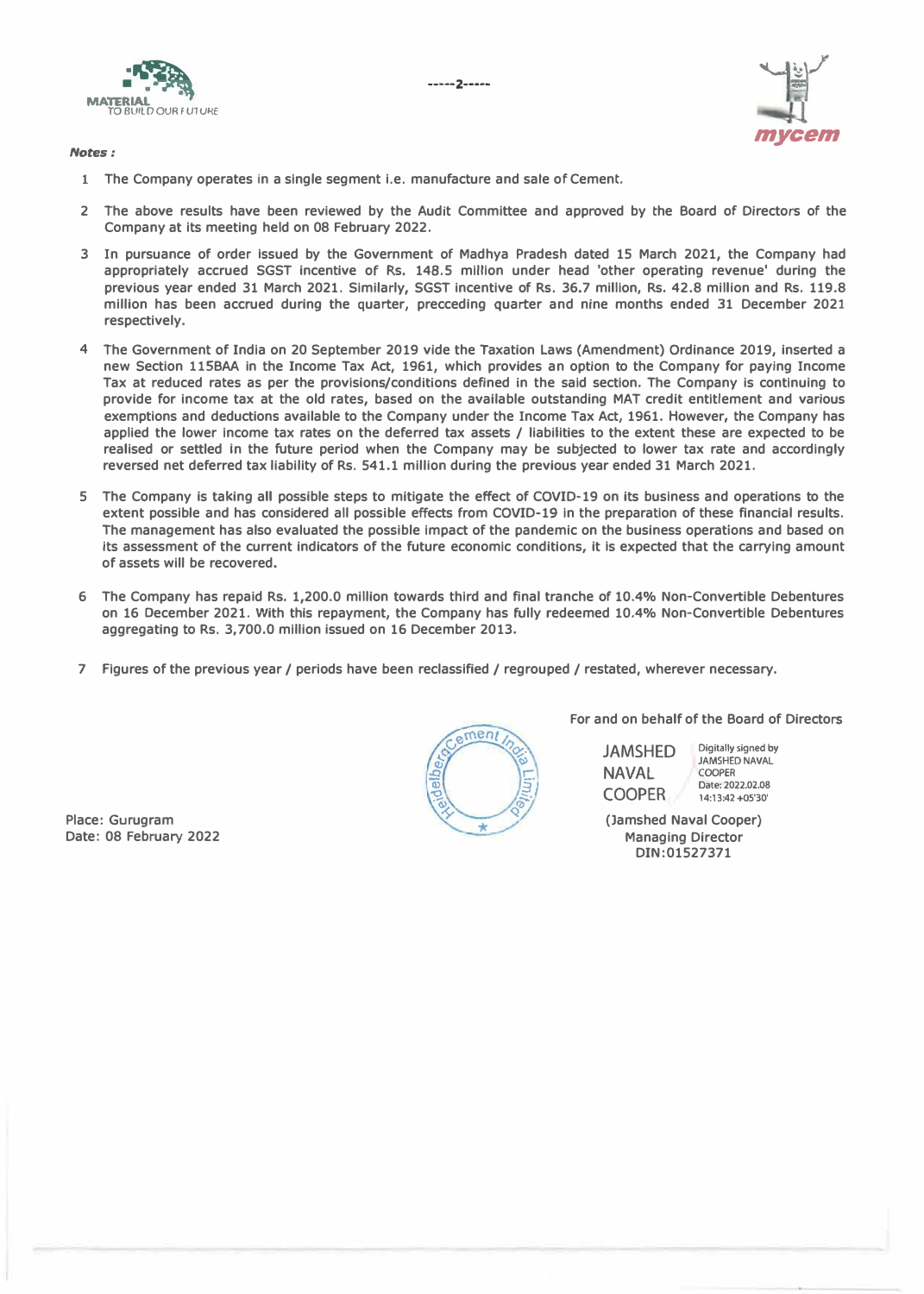***Notes :***

1. The Company operates in a single segment i.e. manufacture and sale of Cement.

2. The above results have been reviewed by the Audit Committee and approved by the Board of Directors of the Company at its meeting held on 08 February 2022.

3. In pursuance of order issued by the Government of Madhya Pradesh dated 15 March 2021, the Company had appropriately accrued SGST incentive of Rs. 148.5 million under head 'other operating revenue' during the previous year ended 31 March 2021. Similarly, SGST incentive of Rs. 36.7 million, Rs. 42.8 million and Rs. 119.8 million has been accrued during the quarter, precceding quarter and nine months ended 31 December 2021 respectively.

4. The Government of India on 20 September 2019 vide the Taxation Laws (Amendment) Ordinance 2019, inserted a new Section 115BAA in the Income Tax Act, 1961, which provides an option to the Company for paying Income Tax at reduced rates as per the provisions/conditions defined in the said section. The Company is continuing to provide for income tax at the old rates, based on the available outstanding MAT credit entitlement and various exemptions and deductions available to the Company under the Income Tax Act, 1961. However, the Company has applied the lower income tax rates on the deferred tax assets / liabilities to the extent these are expected to be realised or settled in the future period when the Company may be subjected to lower tax rate and accordingly reversed net deferred tax liability of Rs. 541.1 million during the previous year ended 31 March 2021.

5. The Company is taking all possible steps to mitigate the effect of COVID-19 on its business and operations to the extent possible and has considered all possible effects from COVID-19 in the preparation of these financial results. The management has also evaluated the possible impact of the pandemic on the business operations and based on its assessment of the current indicators of the future economic conditions, it is expected that the carrying amount of assets will be recovered.

6. The Company has repaid Rs. 1,200.0 million towards third and final tranche of 10.4% Non-Convertible Debentures on 16 December 2021. With this repayment, the Company has fully redeemed 10.4% Non-Convertible Debentures aggregating to Rs. 3,700.0 million issued on 16 December 2013.

7. Figures of the previous year / periods have been reclassified / regrouped / restated, wherever necessary.

For and on behalf of the Board of Directors

JAMSHED NAVAL COOPER

Digitally signed by JAMSHED NAVAL COOPER
Date: 2022.02.08 14:13:42 +05'30'

(Jamshed Naval Cooper)
Managing Director
DIN:01527371

Place: Gurugram
Date: 08 February 2022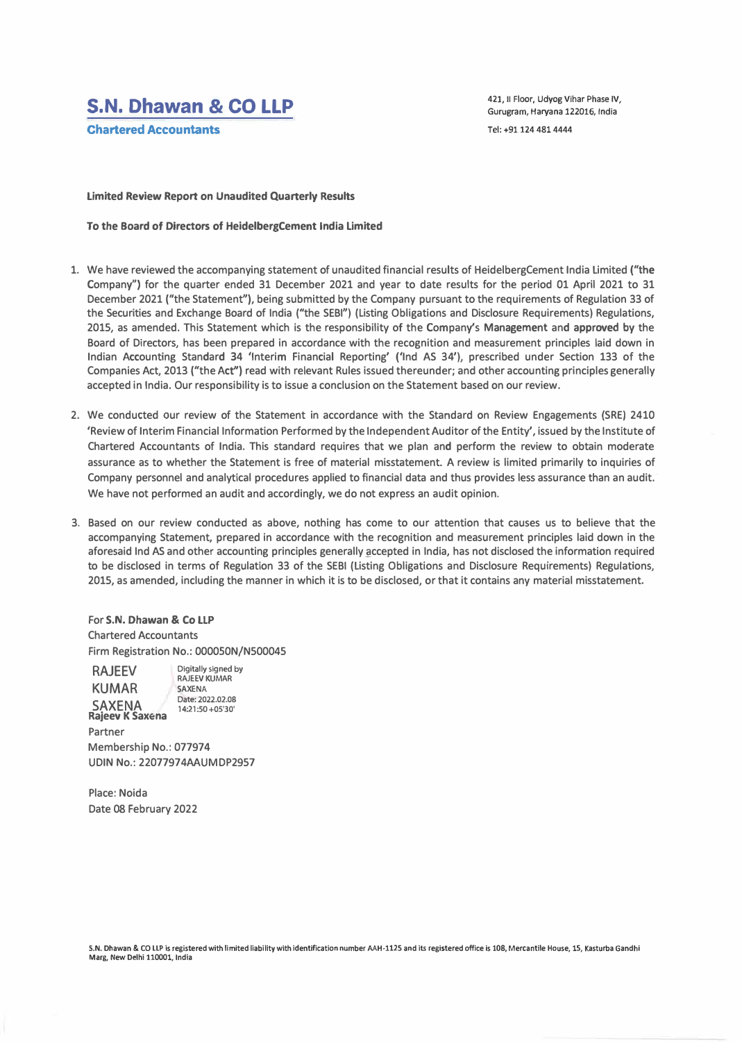# S.N. Dhawan & CO LLP

**Chartered Accountants**

421, II Floor, Udyog Vihar Phase IV,
Gurugram, Haryana 122016, India

Tel: +91 124 481 4444

**Limited Review Report on Unaudited Quarterly Results**

**To the Board of Directors of HeidelbergCement India Limited**

1. We have reviewed the accompanying statement of unaudited financial results of HeidelbergCement India Limited **("the Company")** for the quarter ended 31 December 2021 and year to date results for the period 01 April 2021 to 31 December 2021 ("the Statement"), being submitted by the Company pursuant to the requirements of Regulation 33 of the Securities and Exchange Board of India ("the SEBI") (Listing Obligations and Disclosure Requirements) Regulations, 2015, as amended. This Statement which is the responsibility of the Company's Management and approved by the Board of Directors, has been prepared in accordance with the recognition and measurement principles laid down in Indian Accounting Standard 34 'Interim Financial Reporting' ('Ind AS 34'), prescribed under Section 133 of the Companies Act, 2013 ("the Act") read with relevant Rules issued thereunder; and other accounting principles generally accepted in India. Our responsibility is to issue a conclusion on the Statement based on our review.

2. We conducted our review of the Statement in accordance with the Standard on Review Engagements (SRE) 2410 'Review of Interim Financial Information Performed by the Independent Auditor of the Entity', issued by the Institute of Chartered Accountants of India. This standard requires that we plan and perform the review to obtain moderate assurance as to whether the Statement is free of material misstatement. A review is limited primarily to inquiries of Company personnel and analytical procedures applied to financial data and thus provides less assurance than an audit. We have not performed an audit and accordingly, we do not express an audit opinion.

3. Based on our review conducted as above, nothing has come to our attention that causes us to believe that the accompanying Statement, prepared in accordance with the recognition and measurement principles laid down in the aforesaid Ind AS and other accounting principles generally accepted in India, has not disclosed the information required to be disclosed in terms of Regulation 33 of the SEBI (Listing Obligations and Disclosure Requirements) Regulations, 2015, as amended, including the manner in which it is to be disclosed, or that it contains any material misstatement.

For **S.N. Dhawan & Co LLP**
Chartered Accountants
Firm Registration No.: 000050N/N500045

RAJEEV KUMAR SAXENA — Digitally signed by RAJEEV KUMAR SAXENA, Date: 2022.02.08 14:21:50 +05'30'

**Rajeev K Saxena**
Partner
Membership No.: 077974
UDIN No.: 22077974AAUMDP2957

Place: Noida
Date 08 February 2022

S.N. Dhawan & CO LLP is registered with limited liability with identification number AAH-1125 and its registered office is 108, Mercantile House, 15, Kasturba Gandhi Marg, New Delhi 110001, India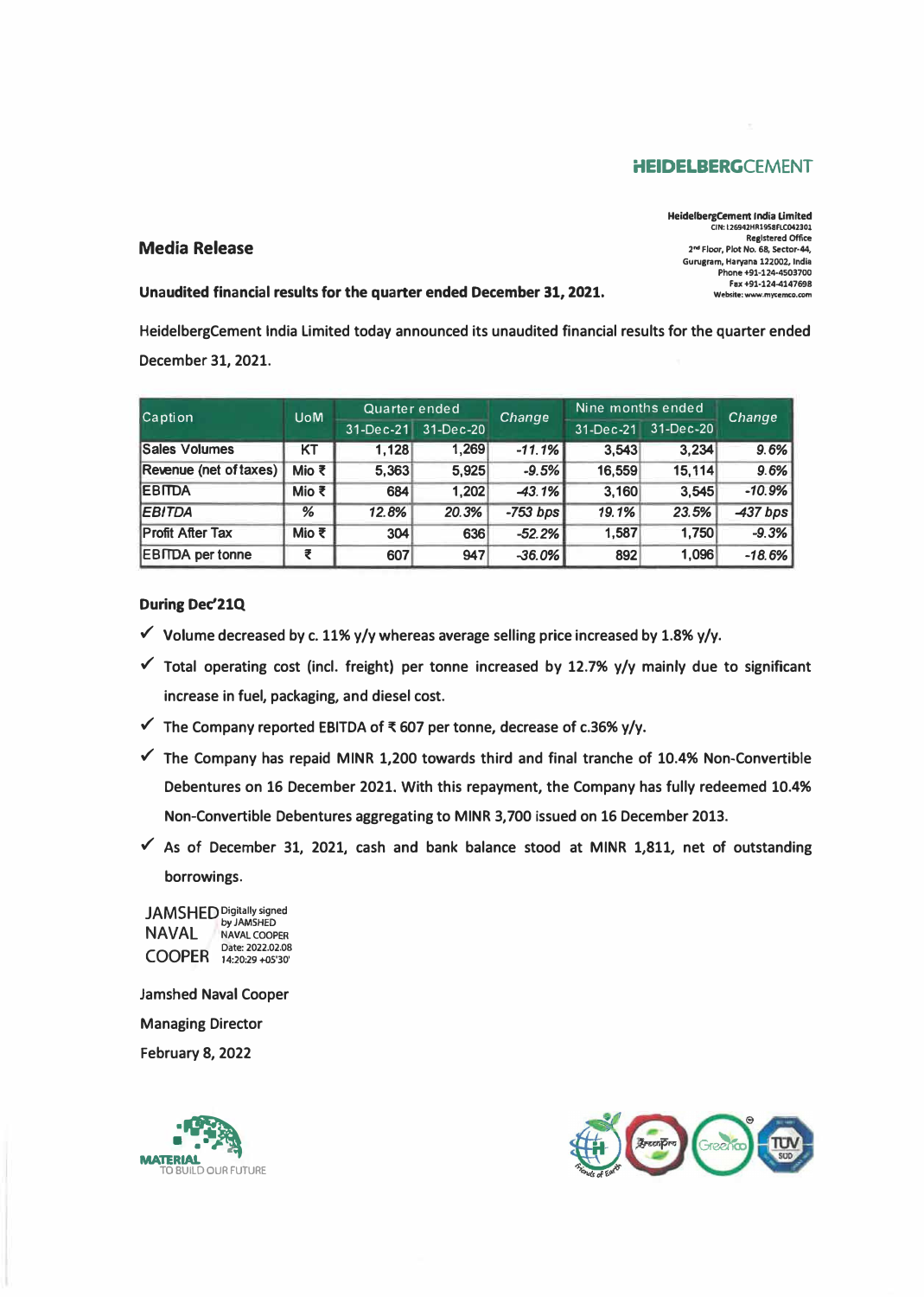**HEIDELBERGCEMENT**

**HeidelbergCement India Limited**
CIN: L26942HR1958FLC042301
Registered Office
2nd Floor, Plot No. 68, Sector-44,
Gurugram, Haryana 122002, India
Phone +91-124-4503700
Fax +91-124-4147698
Website: www.mycemco.com

## Media Release

**Unaudited financial results for the quarter ended December 31, 2021.**

HeidelbergCement India Limited today announced its unaudited financial results for the quarter ended December 31, 2021.

| Caption | UoM | Quarter ended | | Change | Nine months ended | | Change |
|---|---|---|---|---|---|---|---|
| | | 31-Dec-21 | 31-Dec-20 | | 31-Dec-21 | 31-Dec-20 | |
| Sales Volumes | KT | 1,128 | 1,269 | -11.1% | 3,543 | 3,234 | 9.6% |
| Revenue (net of taxes) | Mio ₹ | 5,363 | 5,925 | -9.5% | 16,559 | 15,114 | 9.6% |
| EBITDA | Mio ₹ | 684 | 1,202 | -43.1% | 3,160 | 3,545 | -10.9% |
| EBITDA | % | 12.8% | 20.3% | -753 bps | 19.1% | 23.5% | -437 bps |
| Profit After Tax | Mio ₹ | 304 | 636 | -52.2% | 1,587 | 1,750 | -9.3% |
| EBITDA per tonne | ₹ | 607 | 947 | -36.0% | 892 | 1,096 | -18.6% |

**During Dec'21Q**

- ✓ Volume decreased by c. 11% y/y whereas average selling price increased by 1.8% y/y.
- ✓ Total operating cost (incl. freight) per tonne increased by 12.7% y/y mainly due to significant increase in fuel, packaging, and diesel cost.
- ✓ The Company reported EBITDA of ₹ 607 per tonne, decrease of c.36% y/y.
- ✓ The Company has repaid MINR 1,200 towards third and final tranche of 10.4% Non-Convertible Debentures on 16 December 2021. With this repayment, the Company has fully redeemed 10.4% Non-Convertible Debentures aggregating to MINR 3,700 issued on 16 December 2013.
- ✓ As of December 31, 2021, cash and bank balance stood at MINR 1,811, net of outstanding borrowings.

JAMSHED NAVAL COOPER Digitally signed by JAMSHED NAVAL COOPER Date: 2022.02.08 14:20:29 +05'30'

Jamshed Naval Cooper
Managing Director
February 8, 2022

MATERIAL TO BUILD OUR FUTURE